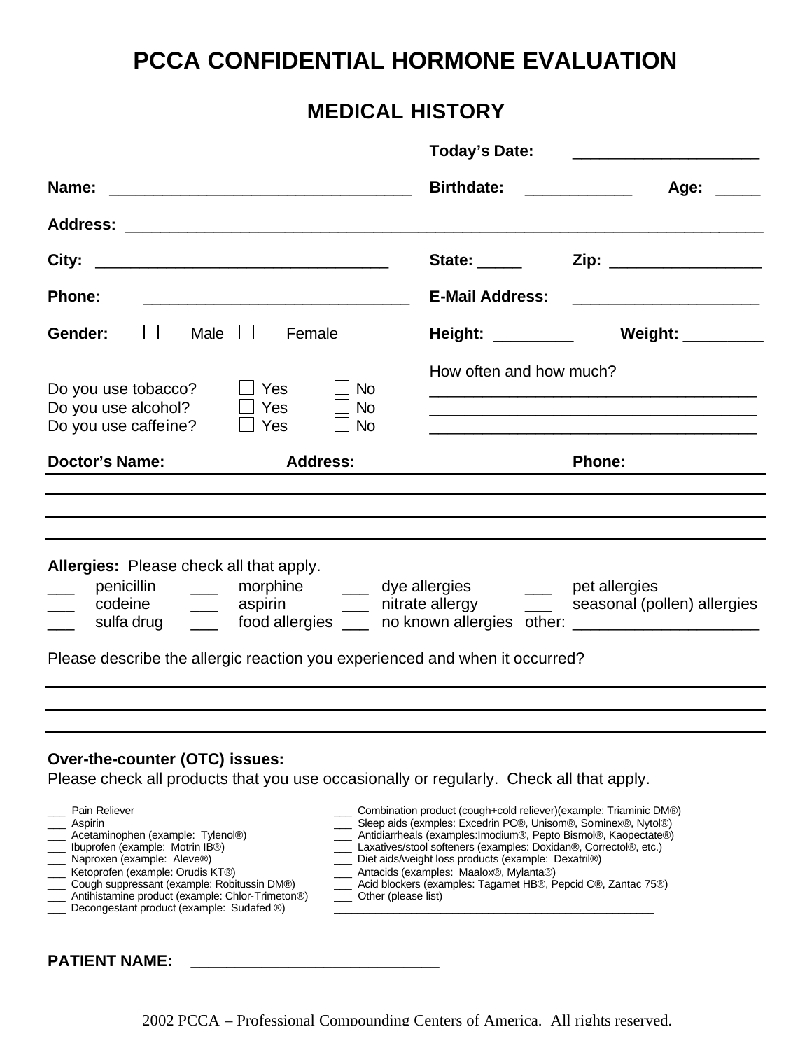# PCCA CONFIDENTIAL HORMONE EVALUATION

## MEDICAL HISTORY

**Today's Date:** ____________________

**Name:** _________________________________ **Birthdate:** ___________ **Age:** _____

**Address:** ____________________________________________________________________

**City:** _________________________________ **State:** _____ **Zip:** ________________

**Phone:** _____________________________ **E-Mail Address:** ____________________

**Gender:** ☐ Male ☐ Female **Height:** _________ **Weight:** _________

| | | | How often and how much? |
|---|---|---|---|
| Do you use tobacco? | ☐ Yes | ☐ No | ____________________________________ |
| Do you use alcohol? | ☐ Yes | ☐ No | ____________________________________ |
| Do you use caffeine? | ☐ Yes | ☐ No | ____________________________________ |

| **Doctor's Name:** | **Address:** | **Phone:** |
|---|---|---|
| | | |
| | | |
| | | |

**Allergies:** Please check all that apply.

| | | | |
|---|---|---|---|
| ___ penicillin | ___ morphine | ___ dye allergies | ___ pet allergies |
| ___ codeine | ___ aspirin | ___ nitrate allergy | ___ seasonal (pollen) allergies |
| ___ sulfa drug | ___ food allergies | ___ no known allergies | other: ____________________ |

Please describe the allergic reaction you experienced and when it occurred?

______________________________________________________________________________

______________________________________________________________________________

______________________________________________________________________________

**Over-the-counter (OTC) issues:**

Please check all products that you use occasionally or regularly. Check all that apply.

- ___ Pain Reliever
- ___ Aspirin
- ___ Acetaminophen (example: Tylenol®)
- ___ Ibuprofen (example: Motrin IB®)
- ___ Naproxen (example: Aleve®)
- ___ Ketoprofen (example: Orudis KT®)
- ___ Cough suppressant (example: Robitussin DM®)
- ___ Antihistamine product (example: Chlor-Trimeton®)
- ___ Decongestant product (example: Sudafed ®)
- ___ Combination product (cough+cold reliever)(example: Triaminic DM®)
- ___ Sleep aids (exmples: Excedrin PC®, Unisom®, Sominex®, Nytol®)
- ___ Antidiarrheals (examples:Imodium®, Pepto Bismol®, Kaopectate®)
- ___ Laxatives/stool softeners (examples: Doxidan®, Correctol®, etc.)
- ___ Diet aids/weight loss products (example: Dexatril®)
- ___ Antacids (examples: Maalox®, Mylanta®)
- ___ Acid blockers (examples: Tagamet HB®, Pepcid C®, Zantac 75®)
- ___ Other (please list)

______________________________________________

**PATIENT NAME:** ______________________________

2002 PCCA – Professional Compounding Centers of America. All rights reserved.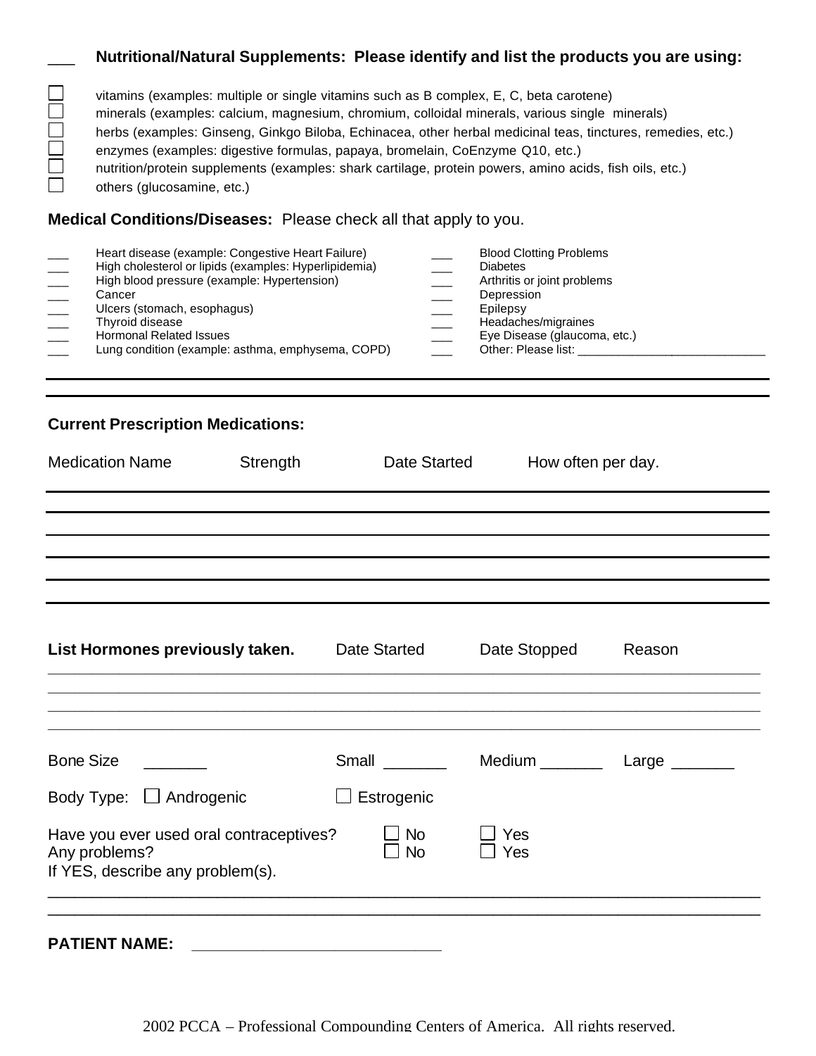___ **Nutritional/Natural Supplements: Please identify and list the products you are using:**

- ☐ vitamins (examples: multiple or single vitamins such as B complex, E, C, beta carotene)
- ☐ minerals (examples: calcium, magnesium, chromium, colloidal minerals, various single minerals)
- ☐ herbs (examples: Ginseng, Ginkgo Biloba, Echinacea, other herbal medicinal teas, tinctures, remedies, etc.)
- ☐ enzymes (examples: digestive formulas, papaya, bromelain, CoEnzyme Q10, etc.)
- ☐ nutrition/protein supplements (examples: shark cartilage, protein powers, amino acids, fish oils, etc.)
- ☐ others (glucosamine, etc.)

**Medical Conditions/Diseases:** Please check all that apply to you.

___ Heart disease (example: Congestive Heart Failure)
___ High cholesterol or lipids (examples: Hyperlipidemia)
___ High blood pressure (example: Hypertension)
___ Cancer
___ Ulcers (stomach, esophagus)
___ Thyroid disease
___ Hormonal Related Issues
___ Lung condition (example: asthma, emphysema, COPD)
___ Blood Clotting Problems
___ Diabetes
___ Arthritis or joint problems
___ Depression
___ Epilepsy
___ Headaches/migraines
___ Eye Disease (glaucoma, etc.)
___ Other: Please list: ______________________________

**Current Prescription Medications:**

| Medication Name | Strength | Date Started | How often per day. |
|---|---|---|---|
| | | | |
| | | | |
| | | | |
| | | | |
| | | | |

| **List Hormones previously taken.** | Date Started | Date Stopped | Reason |
|---|---|---|---|
| | | | |
| | | | |
| | | | |
| | | | |

Bone Size _______ Small _______ Medium _______ Large _______

Body Type: ☐ Androgenic ☐ Estrogenic

Have you ever used oral contraceptives? ☐ No ☐ Yes
Any problems? ☐ No ☐ Yes
If YES, describe any problem(s).

______________________________________________________________________________

______________________________________________________________________________

**PATIENT NAME:** ______________________________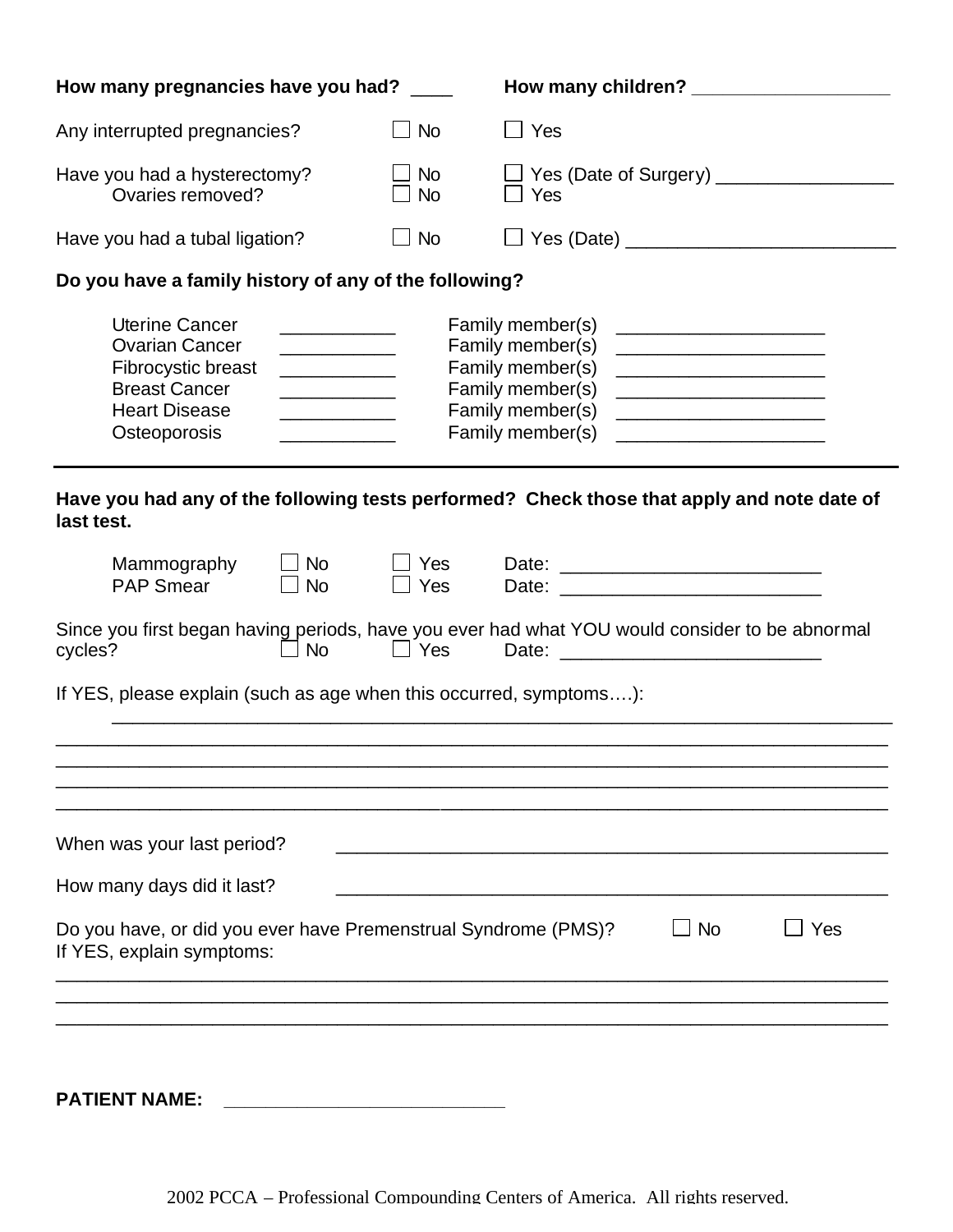**How many pregnancies have you had?** ____ **How many children?** ____________________

Any interrupted pregnancies? ☐ No ☐ Yes

Have you had a hysterectomy? ☐ No ☐ Yes (Date of Surgery) __________________

Ovaries removed? ☐ No ☐ Yes

Have you had a tubal ligation? ☐ No ☐ Yes (Date) __________________________

**Do you have a family history of any of the following?**

| | | | |
|---|---|---|---|
| Uterine Cancer | ___________ | Family member(s) | ____________________ |
| Ovarian Cancer | ___________ | Family member(s) | ____________________ |
| Fibrocystic breast | ___________ | Family member(s) | ____________________ |
| Breast Cancer | ___________ | Family member(s) | ____________________ |
| Heart Disease | ___________ | Family member(s) | ____________________ |
| Osteoporosis | ___________ | Family member(s) | ____________________ |

---

**Have you had any of the following tests performed? Check those that apply and note date of last test.**

| | | | |
|---|---|---|---|
| Mammography | ☐ No | ☐ Yes | Date: _________________________ |
| PAP Smear | ☐ No | ☐ Yes | Date: _________________________ |

Since you first began having periods, have you ever had what YOU would consider to be abnormal cycles? ☐ No ☐ Yes Date: _________________________

If YES, please explain (such as age when this occurred, symptoms….):

_____________________________________________________________________________

_____________________________________________________________________________

_____________________________________________________________________________

_____________________________________________________________________________

_____________________________________________________________________________

When was your last period? _______________________________________________________

How many days did it last? _______________________________________________________

Do you have, or did you ever have Premenstrual Syndrome (PMS)? ☐ No ☐ Yes

If YES, explain symptoms:

_____________________________________________________________________________

_____________________________________________________________________________

_____________________________________________________________________________

**PATIENT NAME:** ___________________________

2002 PCCA – Professional Compounding Centers of America. All rights reserved.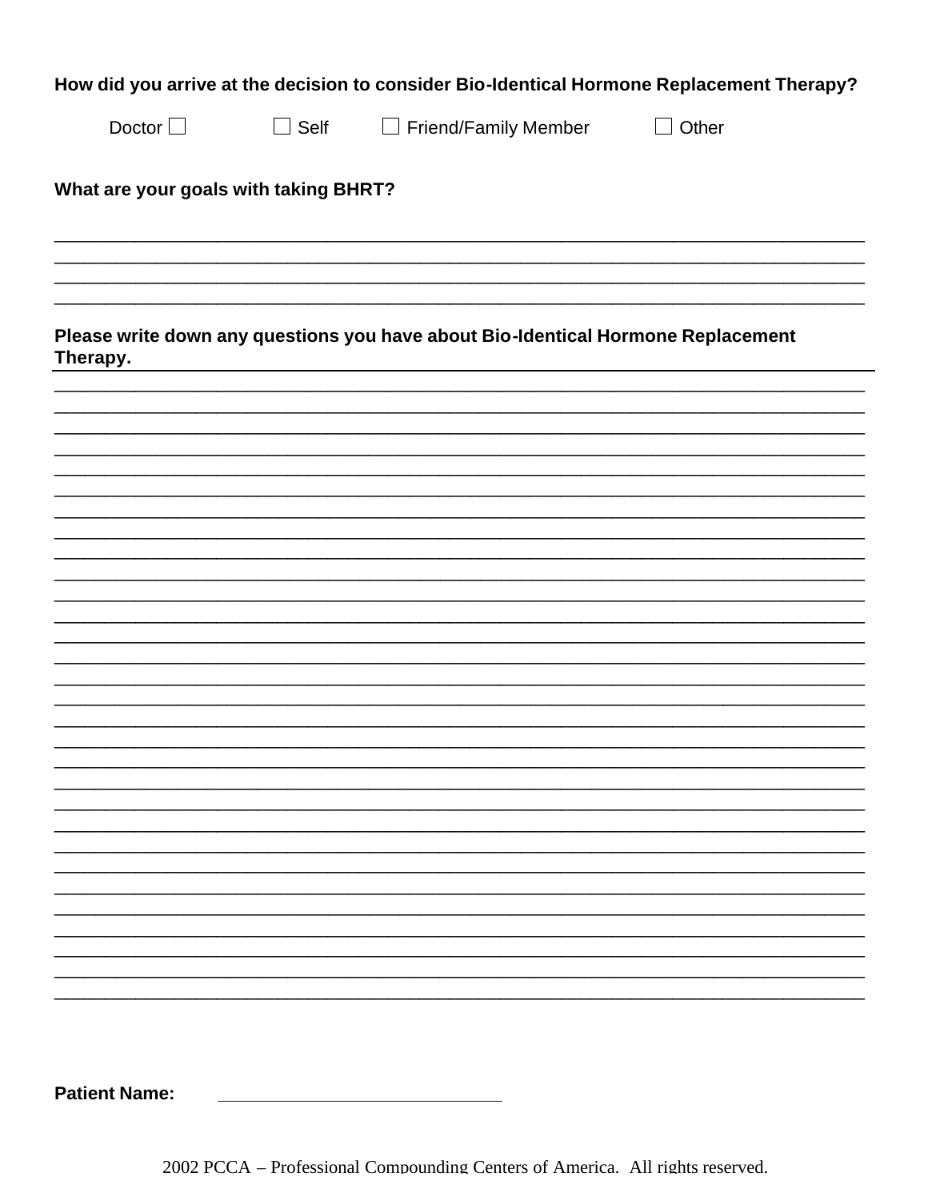**How did you arrive at the decision to consider Bio-Identical Hormone Replacement Therapy?**

Doctor ☐ ☐ Self ☐ Friend/Family Member ☐ Other

**What are your goals with taking BHRT?**

______________________________________________________________________________
______________________________________________________________________________
______________________________________________________________________________
______________________________________________________________________________

**Please write down any questions you have about Bio-Identical Hormone Replacement Therapy.**

______________________________________________________________________________
______________________________________________________________________________
______________________________________________________________________________
______________________________________________________________________________
______________________________________________________________________________
______________________________________________________________________________
______________________________________________________________________________
______________________________________________________________________________
______________________________________________________________________________
______________________________________________________________________________
______________________________________________________________________________
______________________________________________________________________________
______________________________________________________________________________
______________________________________________________________________________
______________________________________________________________________________
______________________________________________________________________________
______________________________________________________________________________
______________________________________________________________________________
______________________________________________________________________________
______________________________________________________________________________
______________________________________________________________________________
______________________________________________________________________________
______________________________________________________________________________
______________________________________________________________________________
______________________________________________________________________________
______________________________________________________________________________
______________________________________________________________________________
______________________________________________________________________________
______________________________________________________________________________
______________________________________________________________________________

**Patient Name:** ______________________________

2002 PCCA – Professional Compounding Centers of America. All rights reserved.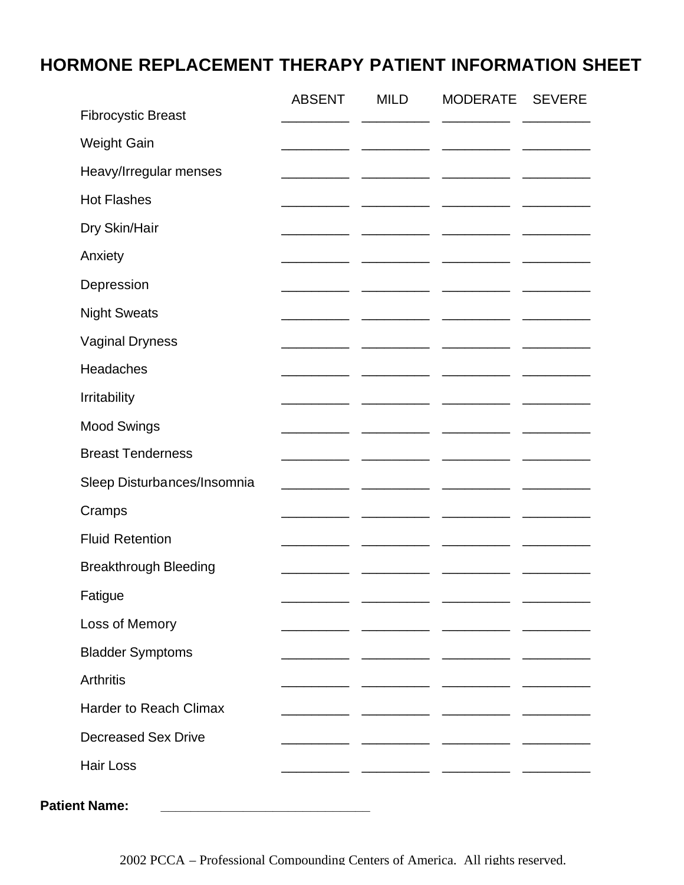# HORMONE REPLACEMENT THERAPY PATIENT INFORMATION SHEET

| | ABSENT | MILD | MODERATE | SEVERE |
|---|---|---|---|---|
| Fibrocystic Breast | _________ | _________ | _________ | _________ |
| Weight Gain | _________ | _________ | _________ | _________ |
| Heavy/Irregular menses | _________ | _________ | _________ | _________ |
| Hot Flashes | _________ | _________ | _________ | _________ |
| Dry Skin/Hair | _________ | _________ | _________ | _________ |
| Anxiety | _________ | _________ | _________ | _________ |
| Depression | _________ | _________ | _________ | _________ |
| Night Sweats | _________ | _________ | _________ | _________ |
| Vaginal Dryness | _________ | _________ | _________ | _________ |
| Headaches | _________ | _________ | _________ | _________ |
| Irritability | _________ | _________ | _________ | _________ |
| Mood Swings | _________ | _________ | _________ | _________ |
| Breast Tenderness | _________ | _________ | _________ | _________ |
| Sleep Disturbances/Insomnia | _________ | _________ | _________ | _________ |
| Cramps | _________ | _________ | _________ | _________ |
| Fluid Retention | _________ | _________ | _________ | _________ |
| Breakthrough Bleeding | _________ | _________ | _________ | _________ |
| Fatigue | _________ | _________ | _________ | _________ |
| Loss of Memory | _________ | _________ | _________ | _________ |
| Bladder Symptoms | _________ | _________ | _________ | _________ |
| Arthritis | _________ | _________ | _________ | _________ |
| Harder to Reach Climax | _________ | _________ | _________ | _________ |
| Decreased Sex Drive | _________ | _________ | _________ | _________ |
| Hair Loss | _________ | _________ | _________ | _________ |

**Patient Name:** ______________________________

2002 PCCA – Professional Compounding Centers of America. All rights reserved.